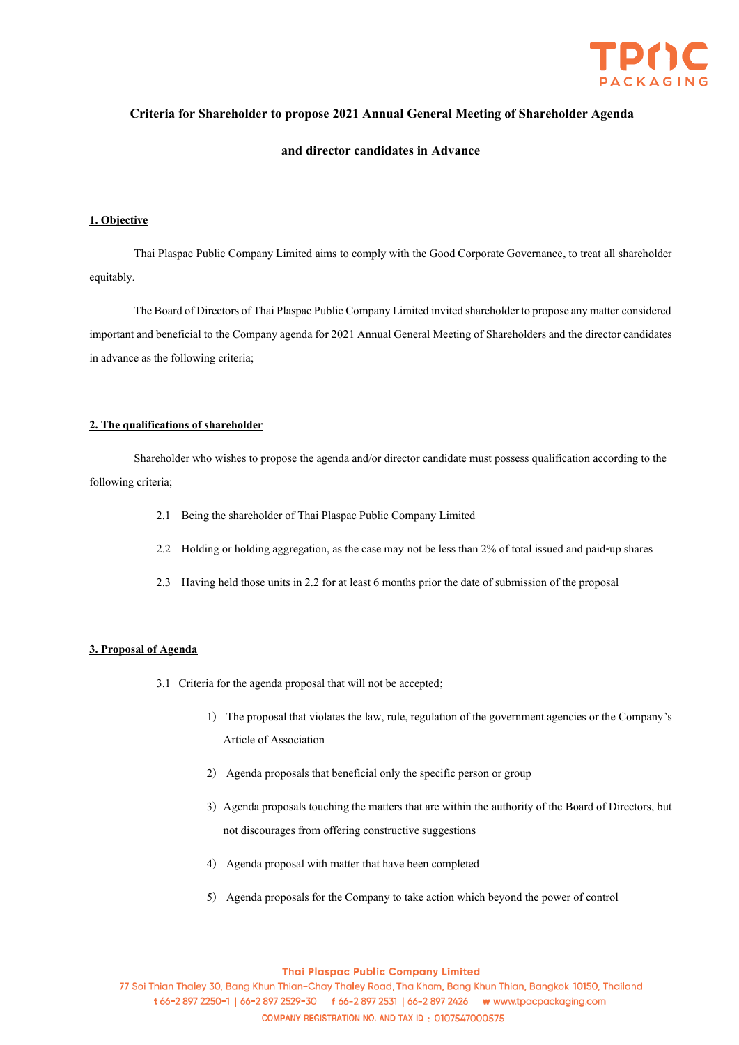# Criteria for Shareholder to propose 2021 Annual General Meeting of Shareholder Agenda and director candidates in Advance

## 1. Objective

Thai Plaspac Public Company Limited aims to comply with the Good Corporate Governance, to treat all shareholder equitably.

The Board of Directors of Thai Plaspac Public Company Limited invited shareholder to propose any matter considered important and beneficial to the Company agenda for 2021 Annual General Meeting of Shareholders and the director candidates in advance as the following criteria;

## 2. The qualifications of shareholder

Shareholder who wishes to propose the agenda and/or director candidate must possess qualification according to the following criteria;

2.1 Being the shareholder of Thai Plaspac Public Company Limited

2.2 Holding or holding aggregation, as the case may not be less than 2% of total issued and paid-up shares

2.3 Having held those units in 2.2 for at least 6 months prior the date of submission of the proposal

## 3. Proposal of Agenda

3.1 Criteria for the agenda proposal that will not be accepted;

1) The proposal that violates the law, rule, regulation of the government agencies or the Company's Article of Association

2) Agenda proposals that beneficial only the specific person or group

3) Agenda proposals touching the matters that are within the authority of the Board of Directors, but not discourages from offering constructive suggestions

4) Agenda proposal with matter that have been completed

5) Agenda proposals for the Company to take action which beyond the power of control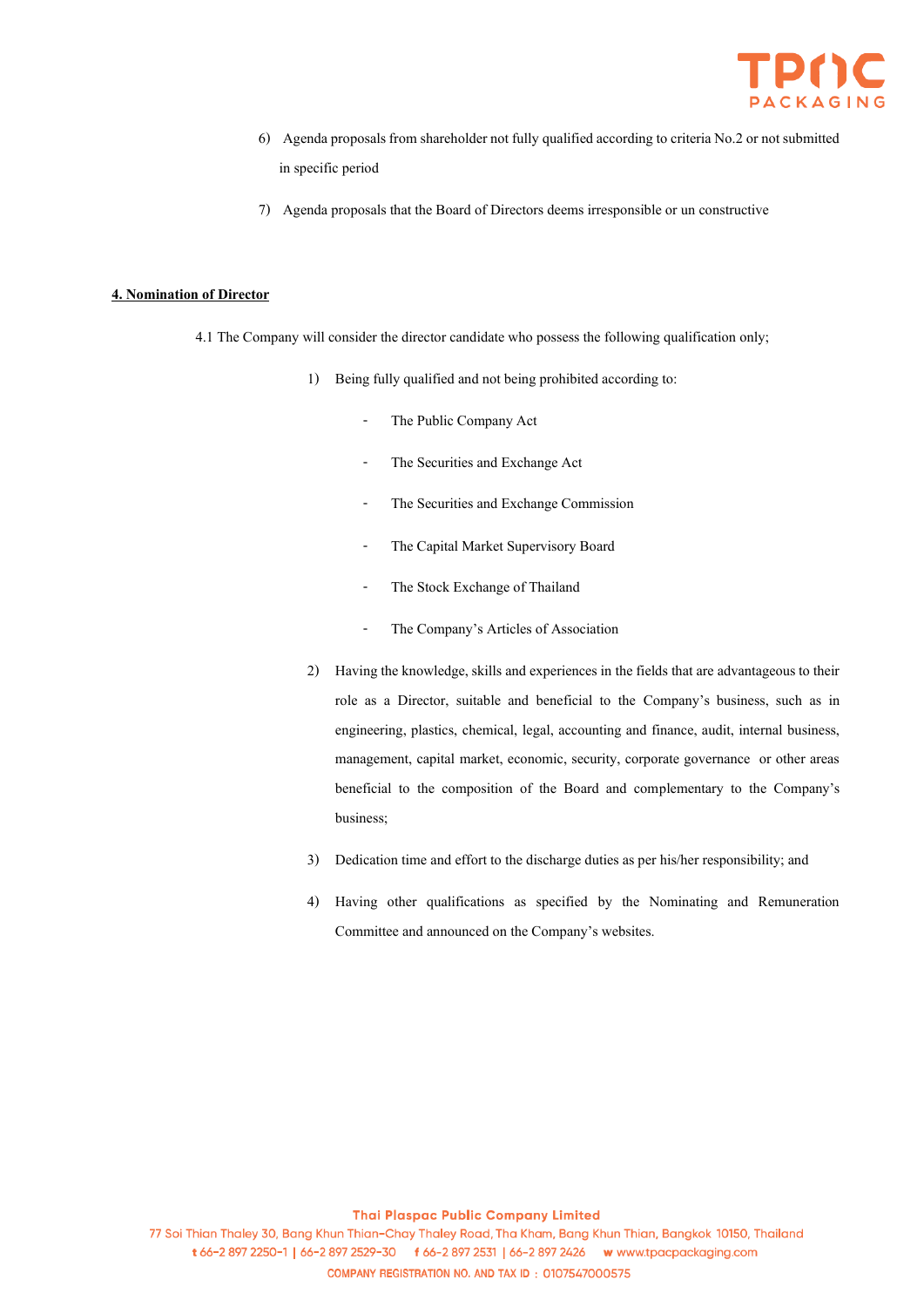6) Agenda proposals from shareholder not fully qualified according to criteria No.2 or not submitted in specific period

7) Agenda proposals that the Board of Directors deems irresponsible or un constructive

**4. Nomination of Director**

4.1 The Company will consider the director candidate who possess the following qualification only;

1) Being fully qualified and not being prohibited according to:
   - The Public Company Act
   - The Securities and Exchange Act
   - The Securities and Exchange Commission
   - The Capital Market Supervisory Board
   - The Stock Exchange of Thailand
   - The Company's Articles of Association

2) Having the knowledge, skills and experiences in the fields that are advantageous to their role as a Director, suitable and beneficial to the Company's business, such as in engineering, plastics, chemical, legal, accounting and finance, audit, internal business, management, capital market, economic, security, corporate governance or other areas beneficial to the composition of the Board and complementary to the Company's business;

3) Dedication time and effort to the discharge duties as per his/her responsibility; and

4) Having other qualifications as specified by the Nominating and Remuneration Committee and announced on the Company's websites.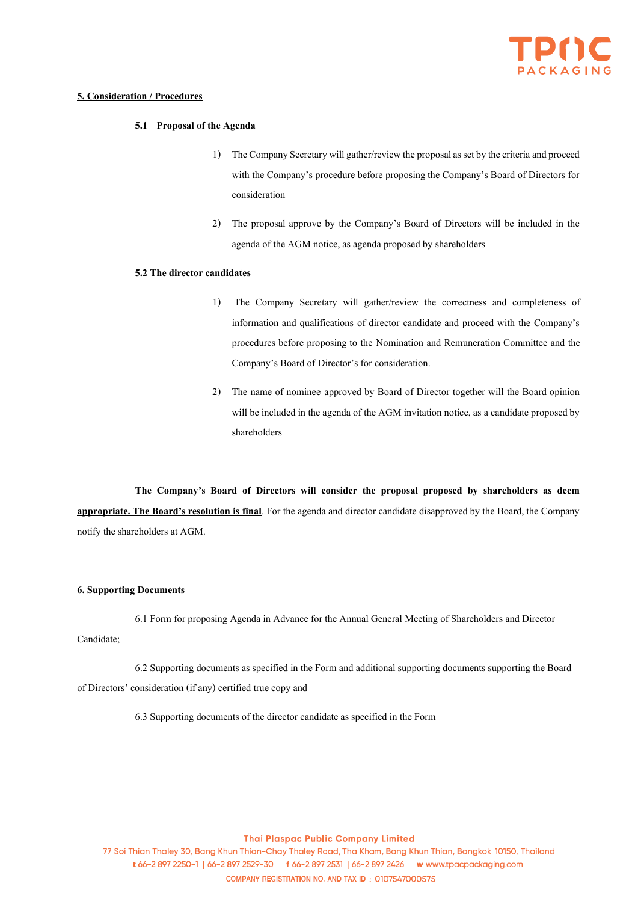**5. Consideration / Procedures**

**5.1 Proposal of the Agenda**

1) The Company Secretary will gather/review the proposal as set by the criteria and proceed with the Company's procedure before proposing the Company's Board of Directors for consideration

2) The proposal approve by the Company's Board of Directors will be included in the agenda of the AGM notice, as agenda proposed by shareholders

**5.2 The director candidates**

1) The Company Secretary will gather/review the correctness and completeness of information and qualifications of director candidate and proceed with the Company's procedures before proposing to the Nomination and Remuneration Committee and the Company's Board of Director's for consideration.

2) The name of nominee approved by Board of Director together will the Board opinion will be included in the agenda of the AGM invitation notice, as a candidate proposed by shareholders

**The Company's Board of Directors will consider the proposal proposed by shareholders as deem appropriate. The Board's resolution is final**. For the agenda and director candidate disapproved by the Board, the Company notify the shareholders at AGM.

**6. Supporting Documents**

6.1 Form for proposing Agenda in Advance for the Annual General Meeting of Shareholders and Director Candidate;

6.2 Supporting documents as specified in the Form and additional supporting documents supporting the Board of Directors' consideration (if any) certified true copy and

6.3 Supporting documents of the director candidate as specified in the Form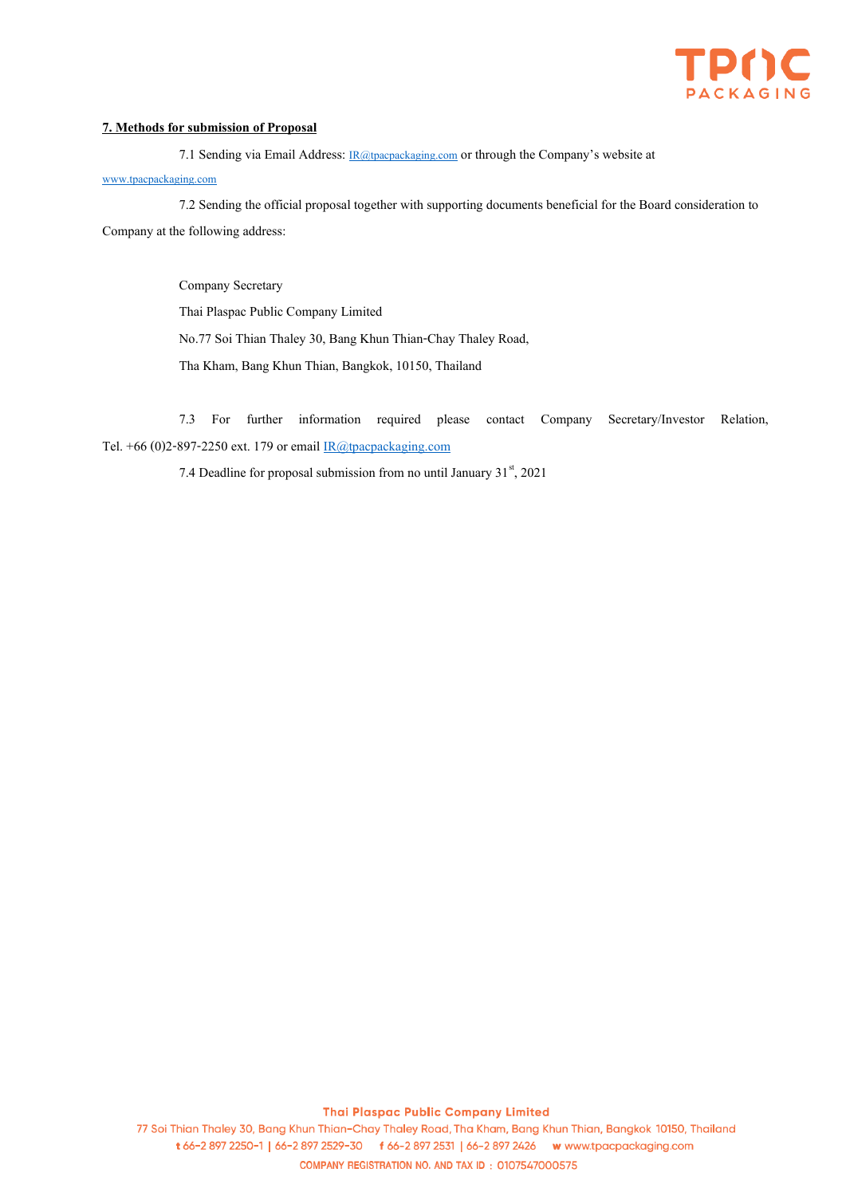**7. Methods for submission of Proposal**

7.1 Sending via Email Address: IR@tpacpackaging.com or through the Company's website at www.tpacpackaging.com

7.2 Sending the official proposal together with supporting documents beneficial for the Board consideration to Company at the following address:

Company Secretary
Thai Plaspac Public Company Limited
No.77 Soi Thian Thaley 30, Bang Khun Thian-Chay Thaley Road,
Tha Kham, Bang Khun Thian, Bangkok, 10150, Thailand

7.3 For further information required please contact Company Secretary/Investor Relation, Tel. +66 (0)2-897-2250 ext. 179 or email IR@tpacpackaging.com

7.4 Deadline for proposal submission from no until January 31st, 2021